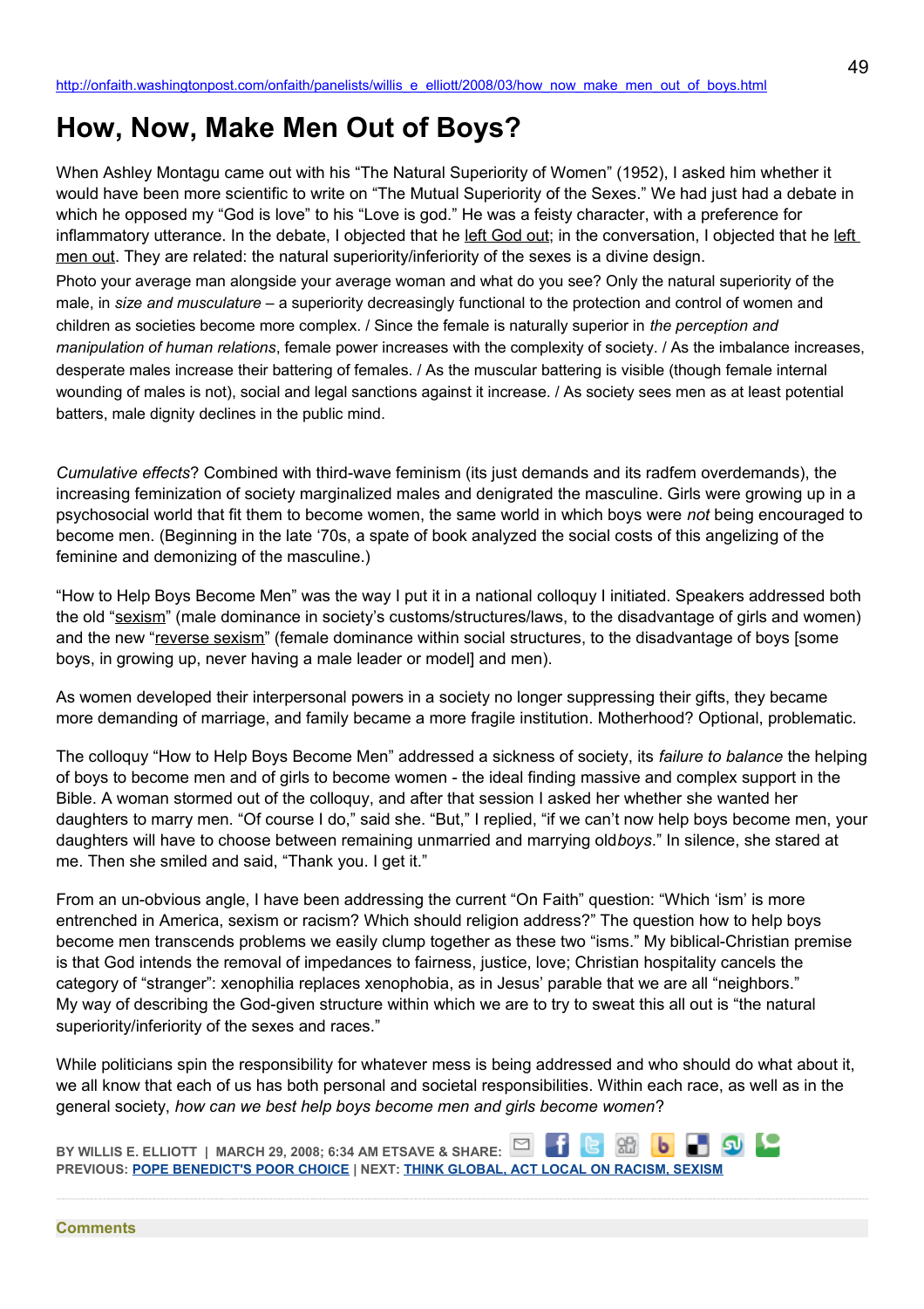http://onfaith.washingtonpost.com/onfaith/panelists/willis_e_elliott/2008/03/how_now_make_men_out_of_boys.html

# How, Now, Make Men Out of Boys?

When Ashley Montagu came out with his "The Natural Superiority of Women" (1952), I asked him whether it would have been more scientific to write on "The Mutual Superiority of the Sexes." We had just had a debate in which he opposed my "God is love" to his "Love is god." He was a feisty character, with a preference for inflammatory utterance. In the debate, I objected that he left God out; in the conversation, I objected that he left men out. They are related: the natural superiority/inferiority of the sexes is a divine design.

Photo your average man alongside your average woman and what do you see? Only the natural superiority of the male, in *size and musculature* – a superiority decreasingly functional to the protection and control of women and children as societies become more complex. / Since the female is naturally superior in *the perception and manipulation of human relations*, female power increases with the complexity of society. / As the imbalance increases, desperate males increase their battering of females. / As the muscular battering is visible (though female internal wounding of males is not), social and legal sanctions against it increase. / As society sees men as at least potential batters, male dignity declines in the public mind.

*Cumulative effects*? Combined with third-wave feminism (its just demands and its radfem overdemands), the increasing feminization of society marginalized males and denigrated the masculine. Girls were growing up in a psychosocial world that fit them to become women, the same world in which boys were *not* being encouraged to become men. (Beginning in the late '70s, a spate of book analyzed the social costs of this angelizing of the feminine and demonizing of the masculine.)

"How to Help Boys Become Men" was the way I put it in a national colloquy I initiated. Speakers addressed both the old "sexism" (male dominance in society's customs/structures/laws, to the disadvantage of girls and women) and the new "reverse sexism" (female dominance within social structures, to the disadvantage of boys [some boys, in growing up, never having a male leader or model] and men).

As women developed their interpersonal powers in a society no longer suppressing their gifts, they became more demanding of marriage, and family became a more fragile institution. Motherhood? Optional, problematic.

The colloquy "How to Help Boys Become Men" addressed a sickness of society, its *failure to balance* the helping of boys to become men and of girls to become women - the ideal finding massive and complex support in the Bible. A woman stormed out of the colloquy, and after that session I asked her whether she wanted her daughters to marry men. "Of course I do," said she. "But," I replied, "if we can't now help boys become men, your daughters will have to choose between remaining unmarried and marrying old*boys*." In silence, she stared at me. Then she smiled and said, "Thank you. I get it."

From an un-obvious angle, I have been addressing the current "On Faith" question: "Which 'ism' is more entrenched in America, sexism or racism? Which should religion address?" The question how to help boys become men transcends problems we easily clump together as these two "isms." My biblical-Christian premise is that God intends the removal of impedances to fairness, justice, love; Christian hospitality cancels the category of "stranger": xenophilia replaces xenophobia, as in Jesus' parable that we are all "neighbors." My way of describing the God-given structure within which we are to try to sweat this all out is "the natural superiority/inferiority of the sexes and races."

While politicians spin the responsibility for whatever mess is being addressed and who should do what about it, we all know that each of us has both personal and societal responsibilities. Within each race, as well as in the general society, *how can we best help boys become men and girls become women*?

**BY WILLIS E. ELLIOTT | MARCH 29, 2008; 6:34 AM ET SAVE & SHARE:**
**PREVIOUS: POPE BENEDICT'S POOR CHOICE | NEXT: THINK GLOBAL, ACT LOCAL ON RACISM, SEXISM**

**Comments**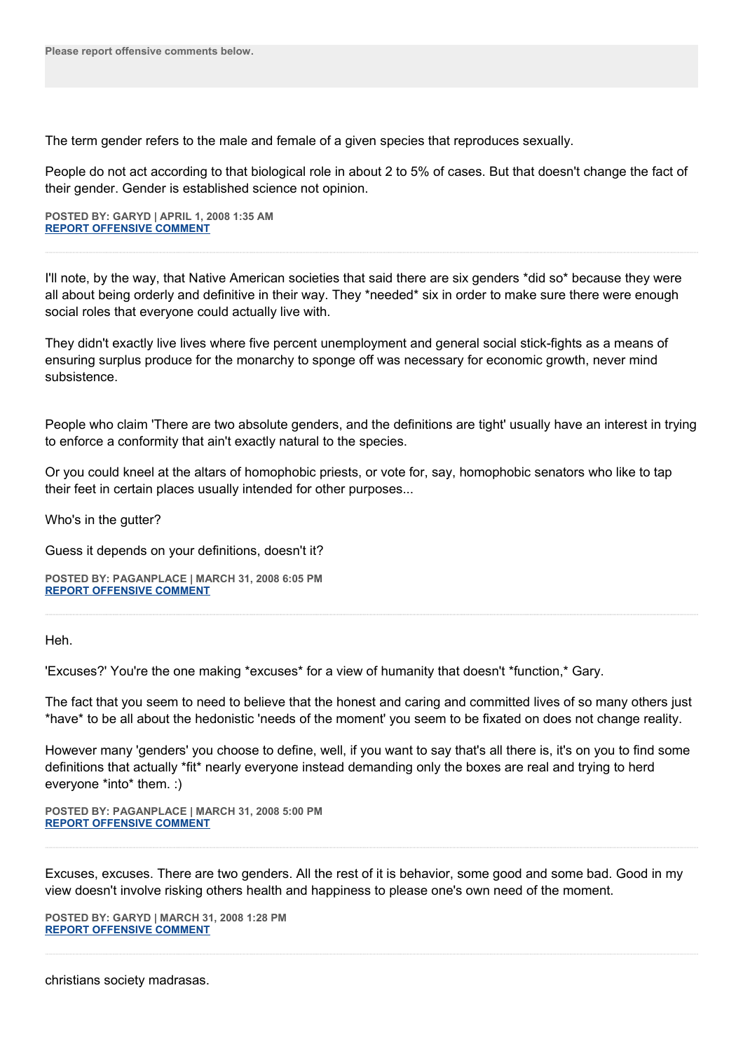Please report offensive comments below.

The term gender refers to the male and female of a given species that reproduces sexually.

People do not act according to that biological role in about 2 to 5% of cases. But that doesn't change the fact of their gender. Gender is established science not opinion.

**POSTED BY: GARYD | APRIL 1, 2008 1:35 AM**
**REPORT OFFENSIVE COMMENT**

---

I'll note, by the way, that Native American societies that said there are six genders *did so* because they were all about being orderly and definitive in their way. They *needed* six in order to make sure there were enough social roles that everyone could actually live with.

They didn't exactly live lives where five percent unemployment and general social stick-fights as a means of ensuring surplus produce for the monarchy to sponge off was necessary for economic growth, never mind subsistence.

People who claim 'There are two absolute genders, and the definitions are tight' usually have an interest in trying to enforce a conformity that ain't exactly natural to the species.

Or you could kneel at the altars of homophobic priests, or vote for, say, homophobic senators who like to tap their feet in certain places usually intended for other purposes...

Who's in the gutter?

Guess it depends on your definitions, doesn't it?

**POSTED BY: PAGANPLACE | MARCH 31, 2008 6:05 PM**
**REPORT OFFENSIVE COMMENT**

---

Heh.

'Excuses?' You're the one making *excuses* for a view of humanity that doesn't *function,* Gary.

The fact that you seem to need to believe that the honest and caring and committed lives of so many others just *have* to be all about the hedonistic 'needs of the moment' you seem to be fixated on does not change reality.

However many 'genders' you choose to define, well, if you want to say that's all there is, it's on you to find some definitions that actually *fit* nearly everyone instead demanding only the boxes are real and trying to herd everyone *into* them. :)

**POSTED BY: PAGANPLACE | MARCH 31, 2008 5:00 PM**
**REPORT OFFENSIVE COMMENT**

---

Excuses, excuses. There are two genders. All the rest of it is behavior, some good and some bad. Good in my view doesn't involve risking others health and happiness to please one's own need of the moment.

**POSTED BY: GARYD | MARCH 31, 2008 1:28 PM**
**REPORT OFFENSIVE COMMENT**

---

christians society madrasas.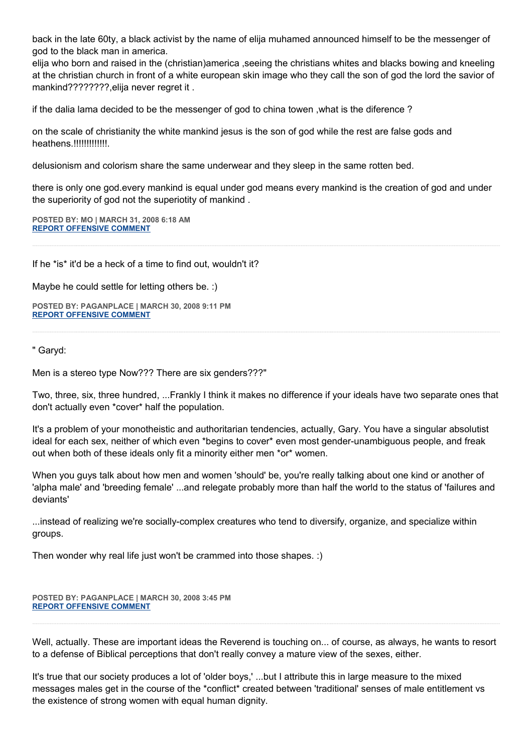back in the late 60ty, a black activist by the name of elija muhamed announced himself to be the messenger of god to the black man in america.
elija who born and raised in the (christian)america ,seeing the christians whites and blacks bowing and kneeling at the christian church in front of a white european skin image who they call the son of god the lord the savior of mankind????????,elija never regret it .

if the dalia lama decided to be the messenger of god to china towen ,what is the diference ?

on the scale of christianity the white mankind jesus is the son of god while the rest are false gods and heathens.!!!!!!!!!!!!!.

delusionism and colorism share the same underwear and they sleep in the same rotten bed.

there is only one god.every mankind is equal under god means every mankind is the creation of god and under the superiority of god not the superiotity of mankind .

**POSTED BY: MO | MARCH 31, 2008 6:18 AM**
**REPORT OFFENSIVE COMMENT**

---

If he *is* it'd be a heck of a time to find out, wouldn't it?

Maybe he could settle for letting others be. :)

**POSTED BY: PAGANPLACE | MARCH 30, 2008 9:11 PM**
**REPORT OFFENSIVE COMMENT**

---

" Garyd:

Men is a stereo type Now??? There are six genders???"

Two, three, six, three hundred, ...Frankly I think it makes no difference if your ideals have two separate ones that don't actually even *cover* half the population.

It's a problem of your monotheistic and authoritarian tendencies, actually, Gary. You have a singular absolutist ideal for each sex, neither of which even *begins to cover* even most gender-unambiguous people, and freak out when both of these ideals only fit a minority either men *or* women.

When you guys talk about how men and women 'should' be, you're really talking about one kind or another of 'alpha male' and 'breeding female' ...and relegate probably more than half the world to the status of 'failures and deviants'

...instead of realizing we're socially-complex creatures who tend to diversify, organize, and specialize within groups.

Then wonder why real life just won't be crammed into those shapes. :)

**POSTED BY: PAGANPLACE | MARCH 30, 2008 3:45 PM**
**REPORT OFFENSIVE COMMENT**

---

Well, actually. These are important ideas the Reverend is touching on... of course, as always, he wants to resort to a defense of Biblical perceptions that don't really convey a mature view of the sexes, either.

It's true that our society produces a lot of 'older boys,' ...but I attribute this in large measure to the mixed messages males get in the course of the *conflict* created between 'traditional' senses of male entitlement vs the existence of strong women with equal human dignity.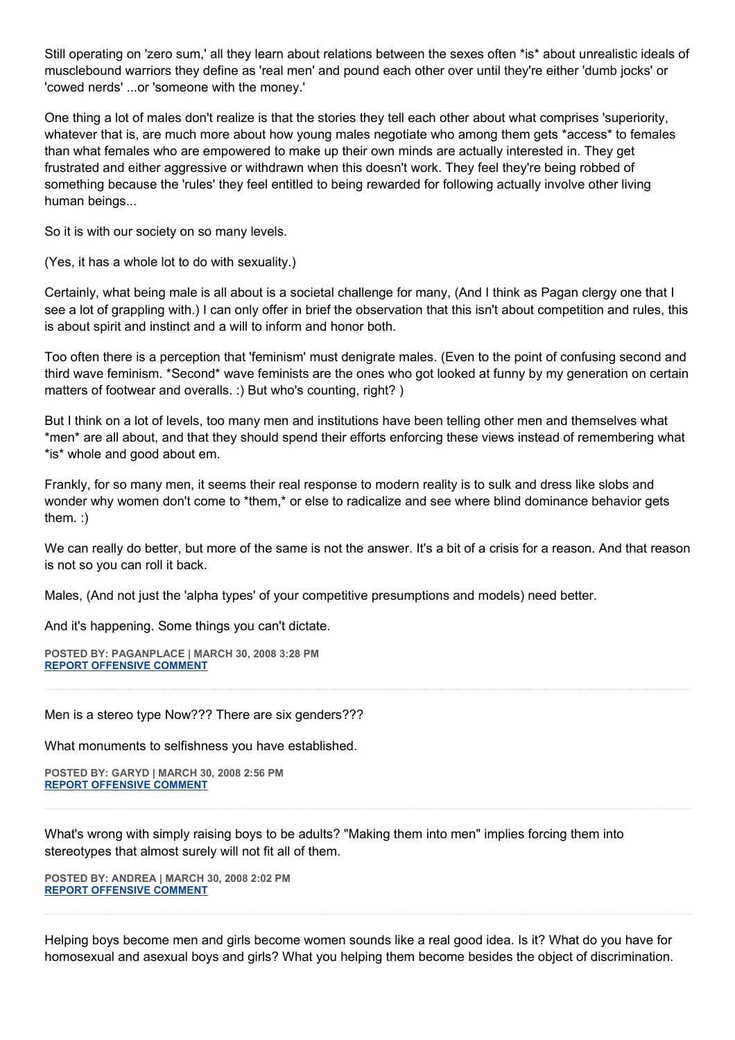Still operating on 'zero sum,' all they learn about relations between the sexes often *is* about unrealistic ideals of musclebound warriors they define as 'real men' and pound each other over until they're either 'dumb jocks' or 'cowed nerds' ...or 'someone with the money.'

One thing a lot of males don't realize is that the stories they tell each other about what comprises 'superiority, whatever that is, are much more about how young males negotiate who among them gets *access* to females than what females who are empowered to make up their own minds are actually interested in. They get frustrated and either aggressive or withdrawn when this doesn't work. They feel they're being robbed of something because the 'rules' they feel entitled to being rewarded for following actually involve other living human beings...

So it is with our society on so many levels.

(Yes, it has a whole lot to do with sexuality.)

Certainly, what being male is all about is a societal challenge for many, (And I think as Pagan clergy one that I see a lot of grappling with.) I can only offer in brief the observation that this isn't about competition and rules, this is about spirit and instinct and a will to inform and honor both.

Too often there is a perception that 'feminism' must denigrate males. (Even to the point of confusing second and third wave feminism. *Second* wave feminists are the ones who got looked at funny by my generation on certain matters of footwear and overalls. :) But who's counting, right? )

But I think on a lot of levels, too many men and institutions have been telling other men and themselves what *men* are all about, and that they should spend their efforts enforcing these views instead of remembering what *is* whole and good about em.

Frankly, for so many men, it seems their real response to modern reality is to sulk and dress like slobs and wonder why women don't come to *them,* or else to radicalize and see where blind dominance behavior gets them. :)

We can really do better, but more of the same is not the answer. It's a bit of a crisis for a reason. And that reason is not so you can roll it back.

Males, (And not just the 'alpha types' of your competitive presumptions and models) need better.

And it's happening. Some things you can't dictate.

**POSTED BY: PAGANPLACE | MARCH 30, 2008 3:28 PM**
**REPORT OFFENSIVE COMMENT**

---

Men is a stereo type Now??? There are six genders???

What monuments to selfishness you have established.

**POSTED BY: GARYD | MARCH 30, 2008 2:56 PM**
**REPORT OFFENSIVE COMMENT**

---

What's wrong with simply raising boys to be adults? "Making them into men" implies forcing them into stereotypes that almost surely will not fit all of them.

**POSTED BY: ANDREA | MARCH 30, 2008 2:02 PM**
**REPORT OFFENSIVE COMMENT**

---

Helping boys become men and girls become women sounds like a real good idea. Is it? What do you have for homosexual and asexual boys and girls? What you helping them become besides the object of discrimination.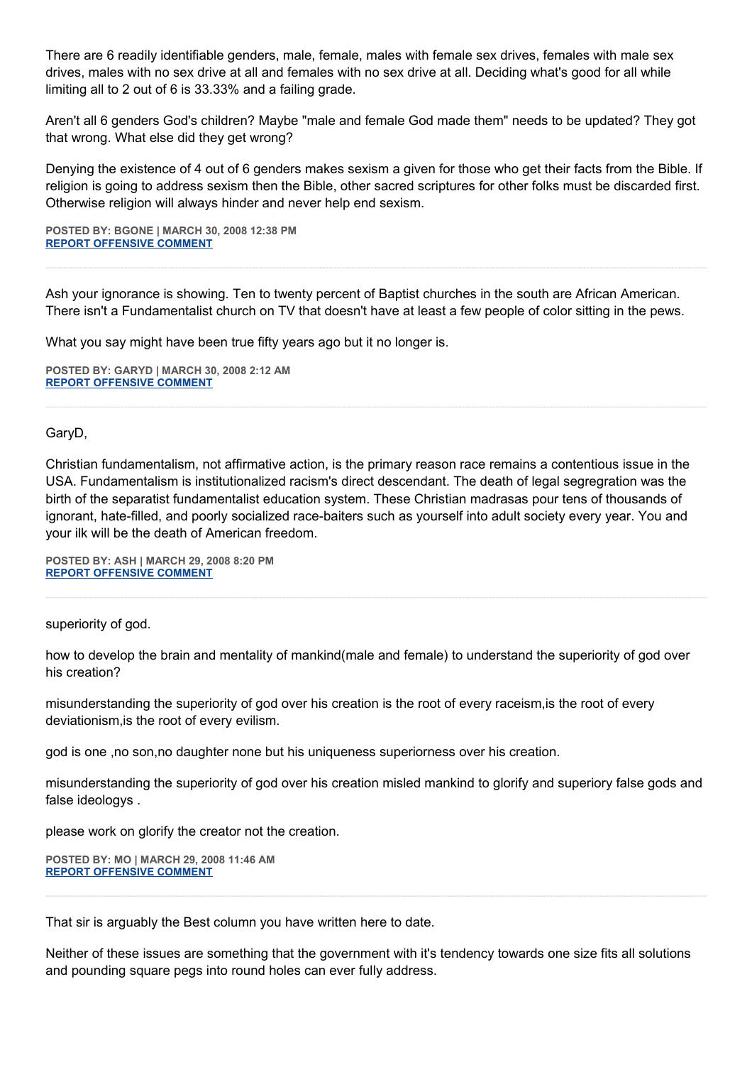There are 6 readily identifiable genders, male, female, males with female sex drives, females with male sex drives, males with no sex drive at all and females with no sex drive at all. Deciding what's good for all while limiting all to 2 out of 6 is 33.33% and a failing grade.

Aren't all 6 genders God's children? Maybe "male and female God made them" needs to be updated? They got that wrong. What else did they get wrong?

Denying the existence of 4 out of 6 genders makes sexism a given for those who get their facts from the Bible. If religion is going to address sexism then the Bible, other sacred scriptures for other folks must be discarded first. Otherwise religion will always hinder and never help end sexism.

**POSTED BY: BGONE | MARCH 30, 2008 12:38 PM**
**REPORT OFFENSIVE COMMENT**

---

Ash your ignorance is showing. Ten to twenty percent of Baptist churches in the south are African American. There isn't a Fundamentalist church on TV that doesn't have at least a few people of color sitting in the pews.

What you say might have been true fifty years ago but it no longer is.

**POSTED BY: GARYD | MARCH 30, 2008 2:12 AM**
**REPORT OFFENSIVE COMMENT**

---

GaryD,

Christian fundamentalism, not affirmative action, is the primary reason race remains a contentious issue in the USA. Fundamentalism is institutionalized racism's direct descendant. The death of legal segregration was the birth of the separatist fundamentalist education system. These Christian madrasas pour tens of thousands of ignorant, hate-filled, and poorly socialized race-baiters such as yourself into adult society every year. You and your ilk will be the death of American freedom.

**POSTED BY: ASH | MARCH 29, 2008 8:20 PM**
**REPORT OFFENSIVE COMMENT**

---

superiority of god.

how to develop the brain and mentality of mankind(male and female) to understand the superiority of god over his creation?

misunderstanding the superiority of god over his creation is the root of every raceism,is the root of every deviationism,is the root of every evilism.

god is one ,no son,no daughter none but his uniqueness superiorness over his creation.

misunderstanding the superiority of god over his creation misled mankind to glorify and superiory false gods and false ideologys .

please work on glorify the creator not the creation.

**POSTED BY: MO | MARCH 29, 2008 11:46 AM**
**REPORT OFFENSIVE COMMENT**

---

That sir is arguably the Best column you have written here to date.

Neither of these issues are something that the government with it's tendency towards one size fits all solutions and pounding square pegs into round holes can ever fully address.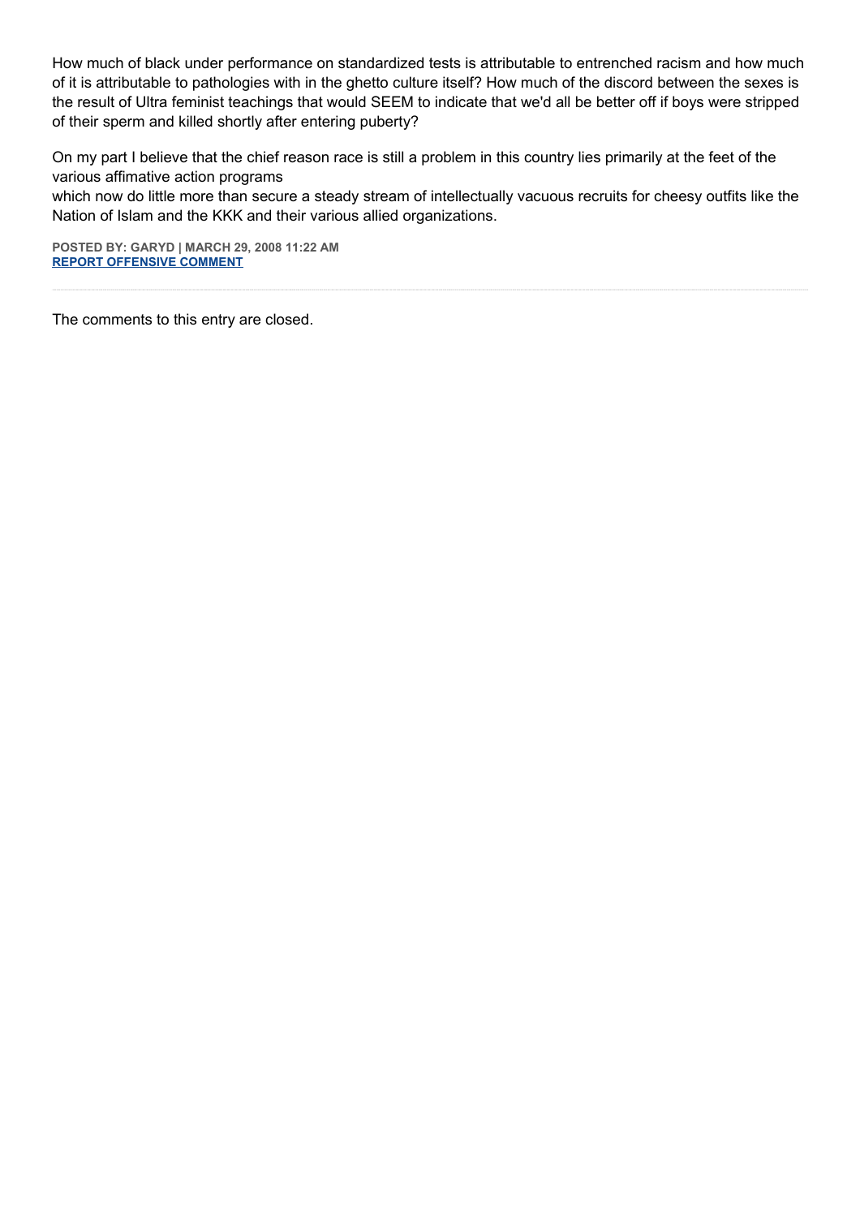How much of black under performance on standardized tests is attributable to entrenched racism and how much of it is attributable to pathologies with in the ghetto culture itself? How much of the discord between the sexes is the result of Ultra feminist teachings that would SEEM to indicate that we'd all be better off if boys were stripped of their sperm and killed shortly after entering puberty?

On my part I believe that the chief reason race is still a problem in this country lies primarily at the feet of the various affimative action programs
which now do little more than secure a steady stream of intellectually vacuous recruits for cheesy outfits like the Nation of Islam and the KKK and their various allied organizations.

**POSTED BY: GARYD | MARCH 29, 2008 11:22 AM**
**REPORT OFFENSIVE COMMENT**

---

The comments to this entry are closed.